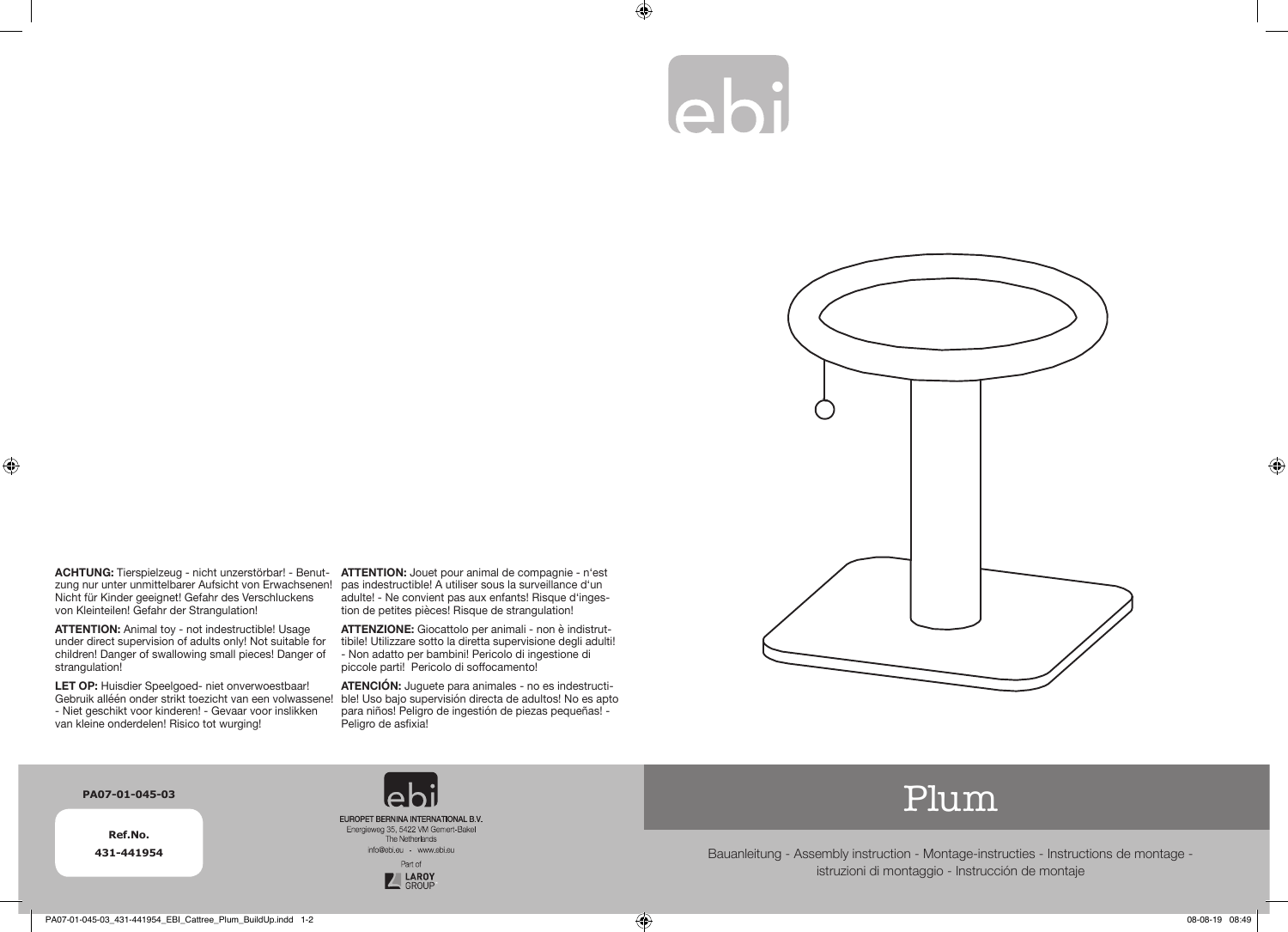**ACHTUNG:** Tierspielzeug - nicht unzerstörbar! - Benutzung nur unter unmittelbarer Aufsicht von Erwachsenen! Nicht für Kinder geeignet! Gefahr des Verschluckens von Kleinteilen! Gefahr der Strangulation!

**ATTENTION:** Animal toy - not indestructible! Usage under direct supervision of adults only! Not suitable for children! Danger of swallowing small pieces! Danger of strangulation!

**LET OP:** Huisdier Speelgoed- niet onverwoestbaar! Gebruik alléén onder strikt toezicht van een volwassene! - Niet geschikt voor kinderen! - Gevaar voor inslikken van kleine onderdelen! Risico tot wurging!

**ATTENTION:** Jouet pour animal de compagnie - n'est pas indestructible! A utiliser sous la surveillance d'un adulte! - Ne convient pas aux enfants! Risque d'ingestion de petites pièces! Risque de strangulation!

**ATTENZIONE:** Giocattolo per animali - non è indistruttibile! Utilizzare sotto la diretta supervisione degli adulti! - Non adatto per bambini! Pericolo di ingestione di piccole parti! Pericolo di soffocamento!

**ATENCIÓN:** Juguete para animales - no es indestructible! Uso bajo supervisión directa de adultos! No es apto para niños! Peligro de ingestión de piezas pequeñas! - Peligro de asfixia!

**PA07-01-045-03**

**Ref.No.**
**431-441954**

EUROPET BERNINA INTERNATIONAL B.V.
Energieweg 35, 5422 VM Gemert-Bakel
The Netherlands
info@ebi.eu - www.ebi.eu

Part of
LAROY GROUP

# Plum

Bauanleitung - Assembly instruction - Montage-instructies - Instructions de montage - istruzioni di montaggio - Instrucción de montaje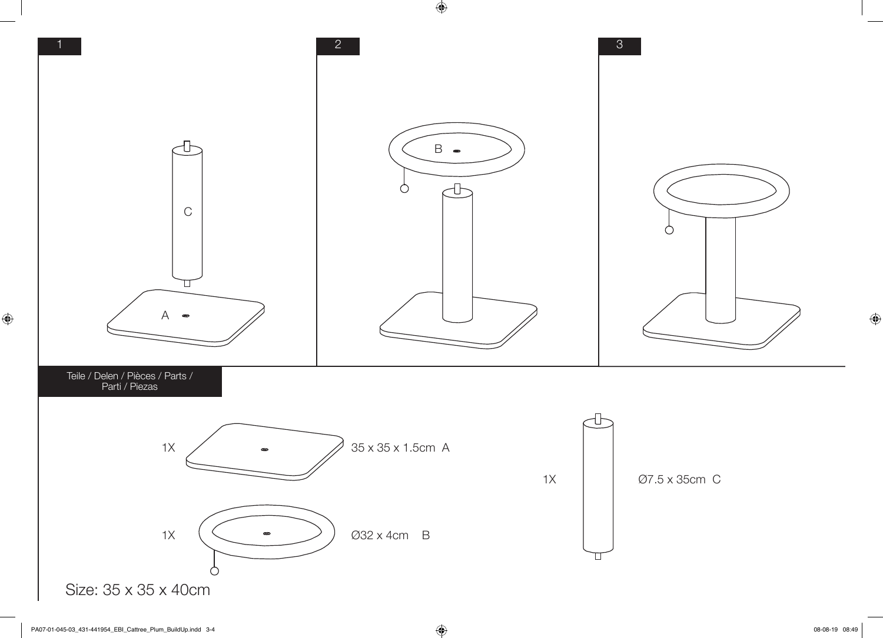1

C

A

2

B

3

Teile / Delen / Pièces / Parts / Parti / Piezas

1X 35 x 35 x 1.5cm A

1X Ø32 x 4cm B

1X Ø7.5 x 35cm C

Size: 35 x 35 x 40cm